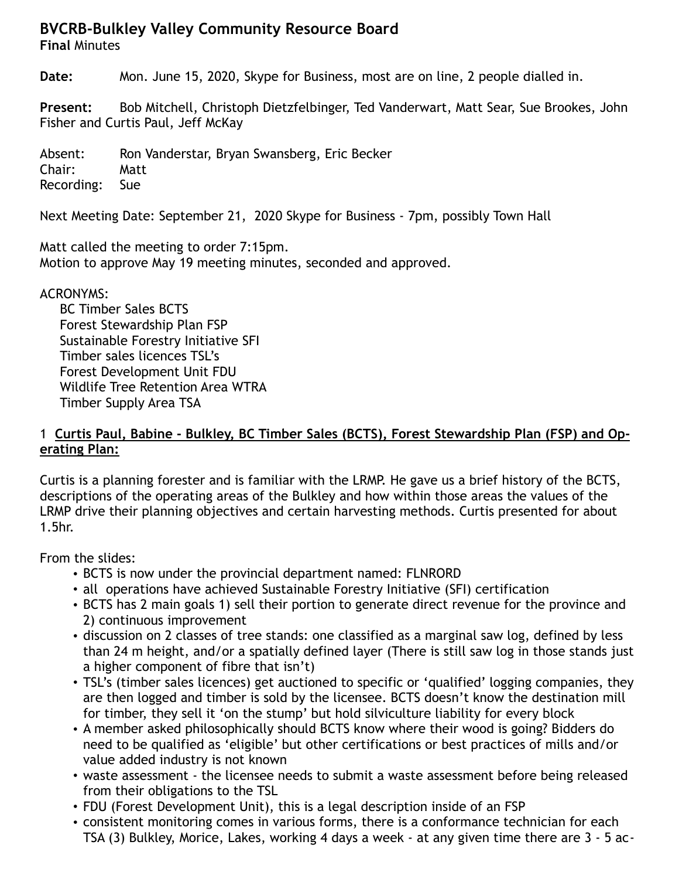# BVCRB-Bulkley Valley Community Resource Board

**Final** Minutes

**Date:** Mon. June 15, 2020, Skype for Business, most are on line, 2 people dialled in.

**Present:** Bob Mitchell, Christoph Dietzfelbinger, Ted Vanderwart, Matt Sear, Sue Brookes, John Fisher and Curtis Paul, Jeff McKay

Absent: Ron Vanderstar, Bryan Swansberg, Eric Becker
Chair: Matt
Recording: Sue

Next Meeting Date: September 21, 2020 Skype for Business - 7pm, possibly Town Hall

Matt called the meeting to order 7:15pm.
Motion to approve May 19 meeting minutes, seconded and approved.

ACRONYMS:

- BC Timber Sales BCTS
- Forest Stewardship Plan FSP
- Sustainable Forestry Initiative SFI
- Timber sales licences TSL's
- Forest Development Unit FDU
- Wildlife Tree Retention Area WTRA
- Timber Supply Area TSA

## 1 Curtis Paul, Babine - Bulkley, BC Timber Sales (BCTS), Forest Stewardship Plan (FSP) and Operating Plan:

Curtis is a planning forester and is familiar with the LRMP. He gave us a brief history of the BCTS, descriptions of the operating areas of the Bulkley and how within those areas the values of the LRMP drive their planning objectives and certain harvesting methods. Curtis presented for about 1.5hr.

From the slides:

- BCTS is now under the provincial department named: FLNRORD
- all operations have achieved Sustainable Forestry Initiative (SFI) certification
- BCTS has 2 main goals 1) sell their portion to generate direct revenue for the province and 2) continuous improvement
- discussion on 2 classes of tree stands: one classified as a marginal saw log, defined by less than 24 m height, and/or a spatially defined layer (There is still saw log in those stands just a higher component of fibre that isn't)
- TSL's (timber sales licences) get auctioned to specific or 'qualified' logging companies, they are then logged and timber is sold by the licensee. BCTS doesn't know the destination mill for timber, they sell it 'on the stump' but hold silviculture liability for every block
- A member asked philosophically should BCTS know where their wood is going? Bidders do need to be qualified as 'eligible' but other certifications or best practices of mills and/or value added industry is not known
- waste assessment - the licensee needs to submit a waste assessment before being released from their obligations to the TSL
- FDU (Forest Development Unit), this is a legal description inside of an FSP
- consistent monitoring comes in various forms, there is a conformance technician for each TSA (3) Bulkley, Morice, Lakes, working 4 days a week - at any given time there are 3 - 5 ac-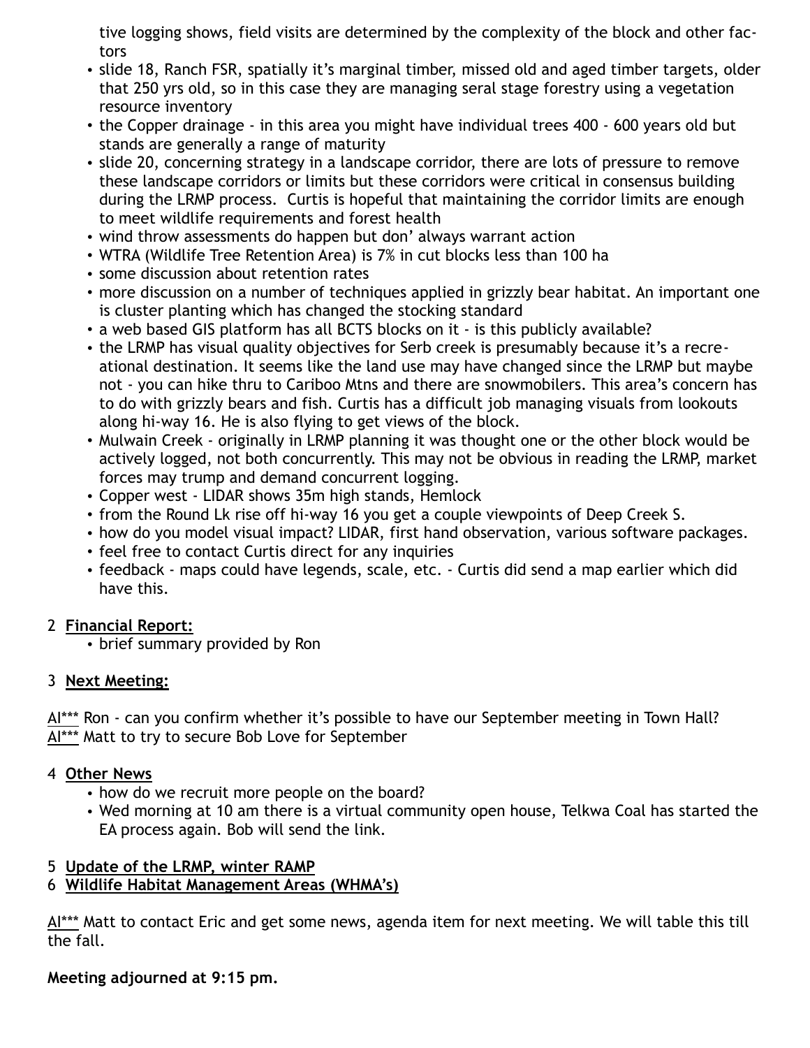tive logging shows, field visits are determined by the complexity of the block and other factors

- slide 18, Ranch FSR, spatially it's marginal timber, missed old and aged timber targets, older that 250 yrs old, so in this case they are managing seral stage forestry using a vegetation resource inventory
- the Copper drainage - in this area you might have individual trees 400 - 600 years old but stands are generally a range of maturity
- slide 20, concerning strategy in a landscape corridor, there are lots of pressure to remove these landscape corridors or limits but these corridors were critical in consensus building during the LRMP process. Curtis is hopeful that maintaining the corridor limits are enough to meet wildlife requirements and forest health
- wind throw assessments do happen but don' always warrant action
- WTRA (Wildlife Tree Retention Area) is 7% in cut blocks less than 100 ha
- some discussion about retention rates
- more discussion on a number of techniques applied in grizzly bear habitat. An important one is cluster planting which has changed the stocking standard
- a web based GIS platform has all BCTS blocks on it - is this publicly available?
- the LRMP has visual quality objectives for Serb creek is presumably because it's a recreational destination. It seems like the land use may have changed since the LRMP but maybe not - you can hike thru to Cariboo Mtns and there are snowmobilers. This area's concern has to do with grizzly bears and fish. Curtis has a difficult job managing visuals from lookouts along hi-way 16. He is also flying to get views of the block.
- Mulwain Creek - originally in LRMP planning it was thought one or the other block would be actively logged, not both concurrently. This may not be obvious in reading the LRMP, market forces may trump and demand concurrent logging.
- Copper west - LIDAR shows 35m high stands, Hemlock
- from the Round Lk rise off hi-way 16 you get a couple viewpoints of Deep Creek S.
- how do you model visual impact? LIDAR, first hand observation, various software packages.
- feel free to contact Curtis direct for any inquiries
- feedback - maps could have legends, scale, etc. - Curtis did send a map earlier which did have this.

2 **Financial Report:**

- brief summary provided by Ron

3 **Next Meeting:**

AI*** Ron - can you confirm whether it's possible to have our September meeting in Town Hall?
AI*** Matt to try to secure Bob Love for September

4 **Other News**

- how do we recruit more people on the board?
- Wed morning at 10 am there is a virtual community open house, Telkwa Coal has started the EA process again. Bob will send the link.

5 **Update of the LRMP, winter RAMP**
6 **Wildlife Habitat Management Areas (WHMA's)**

AI*** Matt to contact Eric and get some news, agenda item for next meeting. We will table this till the fall.

**Meeting adjourned at 9:15 pm.**